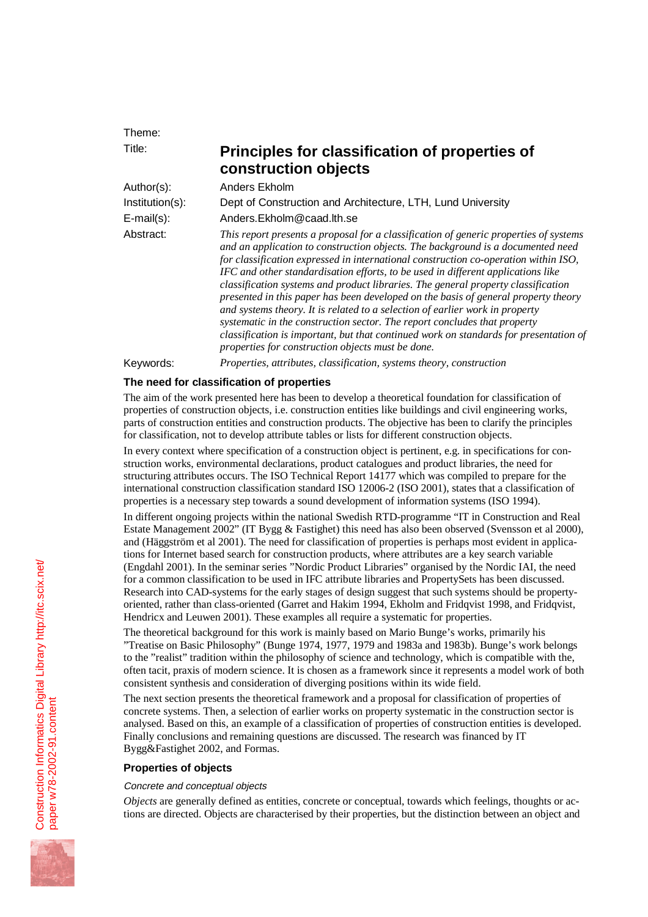Theme:

Title: **Principles for classification of properties of construction objects**

Author(s): Anders Ekholm

Institution(s): Dept of Construction and Architecture, LTH, Lund University

E-mail(s): Anders.Ekholm@caad.lth.se

Abstract: *This report presents a proposal for a classification of generic properties of systems and an application to construction objects. The background is a documented need for classification expressed in international construction co-operation within ISO, IFC and other standardisation efforts, to be used in different applications like classification systems and product libraries. The general property classification presented in this paper has been developed on the basis of general property theory and systems theory. It is related to a selection of earlier work in property systematic in the construction sector. The report concludes that property classification is important, but that continued work on standards for presentation of properties for construction objects must be done.*

Keywords: *Properties, attributes, classification, systems theory, construction*

## The need for classification of properties

The aim of the work presented here has been to develop a theoretical foundation for classification of properties of construction objects, i.e. construction entities like buildings and civil engineering works, parts of construction entities and construction products. The objective has been to clarify the principles for classification, not to develop attribute tables or lists for different construction objects.

In every context where specification of a construction object is pertinent, e.g. in specifications for construction works, environmental declarations, product catalogues and product libraries, the need for structuring attributes occurs. The ISO Technical Report 14177 which was compiled to prepare for the international construction classification standard ISO 12006-2 (ISO 2001), states that a classification of properties is a necessary step towards a sound development of information systems (ISO 1994).

In different ongoing projects within the national Swedish RTD-programme "IT in Construction and Real Estate Management 2002" (IT Bygg & Fastighet) this need has also been observed (Svensson et al 2000), and (Häggström et al 2001). The need for classification of properties is perhaps most evident in applications for Internet based search for construction products, where attributes are a key search variable (Engdahl 2001). In the seminar series "Nordic Product Libraries" organised by the Nordic IAI, the need for a common classification to be used in IFC attribute libraries and PropertySets has been discussed. Research into CAD-systems for the early stages of design suggest that such systems should be property-oriented, rather than class-oriented (Garret and Hakim 1994, Ekholm and Fridqvist 1998, and Fridqvist, Hendricx and Leuwen 2001). These examples all require a systematic for properties.

The theoretical background for this work is mainly based on Mario Bunge's works, primarily his "Treatise on Basic Philosophy" (Bunge 1974, 1977, 1979 and 1983a and 1983b). Bunge's work belongs to the "realist" tradition within the philosophy of science and technology, which is compatible with the, often tacit, praxis of modern science. It is chosen as a framework since it represents a model work of both consistent synthesis and consideration of diverging positions within its wide field.

The next section presents the theoretical framework and a proposal for classification of properties of concrete systems. Then, a selection of earlier works on property systematic in the construction sector is analysed. Based on this, an example of a classification of properties of construction entities is developed. Finally conclusions and remaining questions are discussed. The research was financed by IT Bygg&Fastighet 2002, and Formas.

## Properties of objects

### *Concrete and conceptual objects*

*Objects* are generally defined as entities, concrete or conceptual, towards which feelings, thoughts or actions are directed. Objects are characterised by their properties, but the distinction between an object and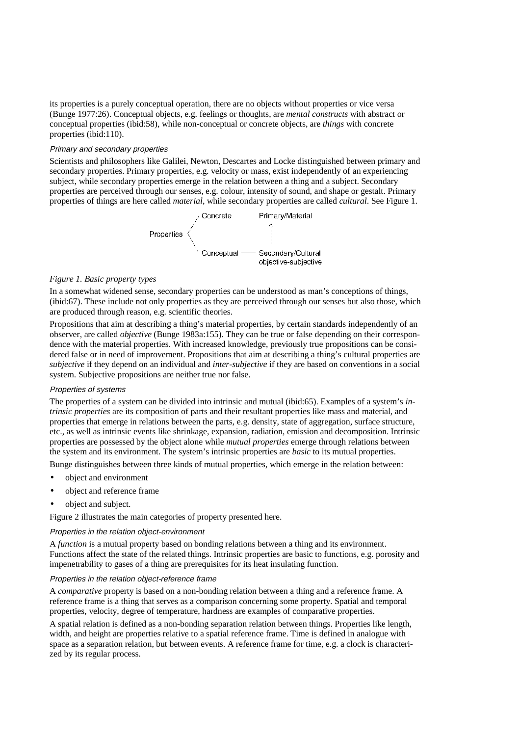its properties is a purely conceptual operation, there are no objects without properties or vice versa (Bunge 1977:26). Conceptual objects, e.g. feelings or thoughts, are *mental constructs* with abstract or conceptual properties (ibid:58), while non-conceptual or concrete objects, are *things* with concrete properties (ibid:110).

#### *Primary and secondary properties*

Scientists and philosophers like Galilei, Newton, Descartes and Locke distinguished between primary and secondary properties. Primary properties, e.g. velocity or mass, exist independently of an experiencing subject, while secondary properties emerge in the relation between a thing and a subject. Secondary properties are perceived through our senses, e.g. colour, intensity of sound, and shape or gestalt. Primary properties of things are here called *material*, while secondary properties are called *cultural*. See Figure 1.

```
            Concrete        Primary/Material
          /                        ^
Properties                         :
          \                        :
            Conceptual —— Secondary/Cultural
                          objective-subjective
```

*Figure 1. Basic property types*

In a somewhat widened sense, secondary properties can be understood as man's conceptions of things, (ibid:67). These include not only properties as they are perceived through our senses but also those, which are produced through reason, e.g. scientific theories.

Propositions that aim at describing a thing's material properties, by certain standards independently of an observer, are called *objective* (Bunge 1983a:155). They can be true or false depending on their correspondence with the material properties. With increased knowledge, previously true propositions can be considered false or in need of improvement. Propositions that aim at describing a thing's cultural properties are *subjective* if they depend on an individual and *inter-subjective* if they are based on conventions in a social system. Subjective propositions are neither true nor false.

#### *Properties of systems*

The properties of a system can be divided into intrinsic and mutual (ibid:65). Examples of a system's *intrinsic properties* are its composition of parts and their resultant properties like mass and material, and properties that emerge in relations between the parts, e.g. density, state of aggregation, surface structure, etc., as well as intrinsic events like shrinkage, expansion, radiation, emission and decomposition. Intrinsic properties are possessed by the object alone while *mutual properties* emerge through relations between the system and its environment. The system's intrinsic properties are *basic* to its mutual properties.

Bunge distinguishes between three kinds of mutual properties, which emerge in the relation between:

- object and environment
- object and reference frame
- object and subject.

Figure 2 illustrates the main categories of property presented here.

#### *Properties in the relation object-environment*

A *function* is a mutual property based on bonding relations between a thing and its environment. Functions affect the state of the related things. Intrinsic properties are basic to functions, e.g. porosity and impenetrability to gases of a thing are prerequisites for its heat insulating function.

#### *Properties in the relation object-reference frame*

A *comparative* property is based on a non-bonding relation between a thing and a reference frame. A reference frame is a thing that serves as a comparison concerning some property. Spatial and temporal properties, velocity, degree of temperature, hardness are examples of comparative properties.

A spatial relation is defined as a non-bonding separation relation between things. Properties like length, width, and height are properties relative to a spatial reference frame. Time is defined in analogue with space as a separation relation, but between events. A reference frame for time, e.g. a clock is characterized by its regular process.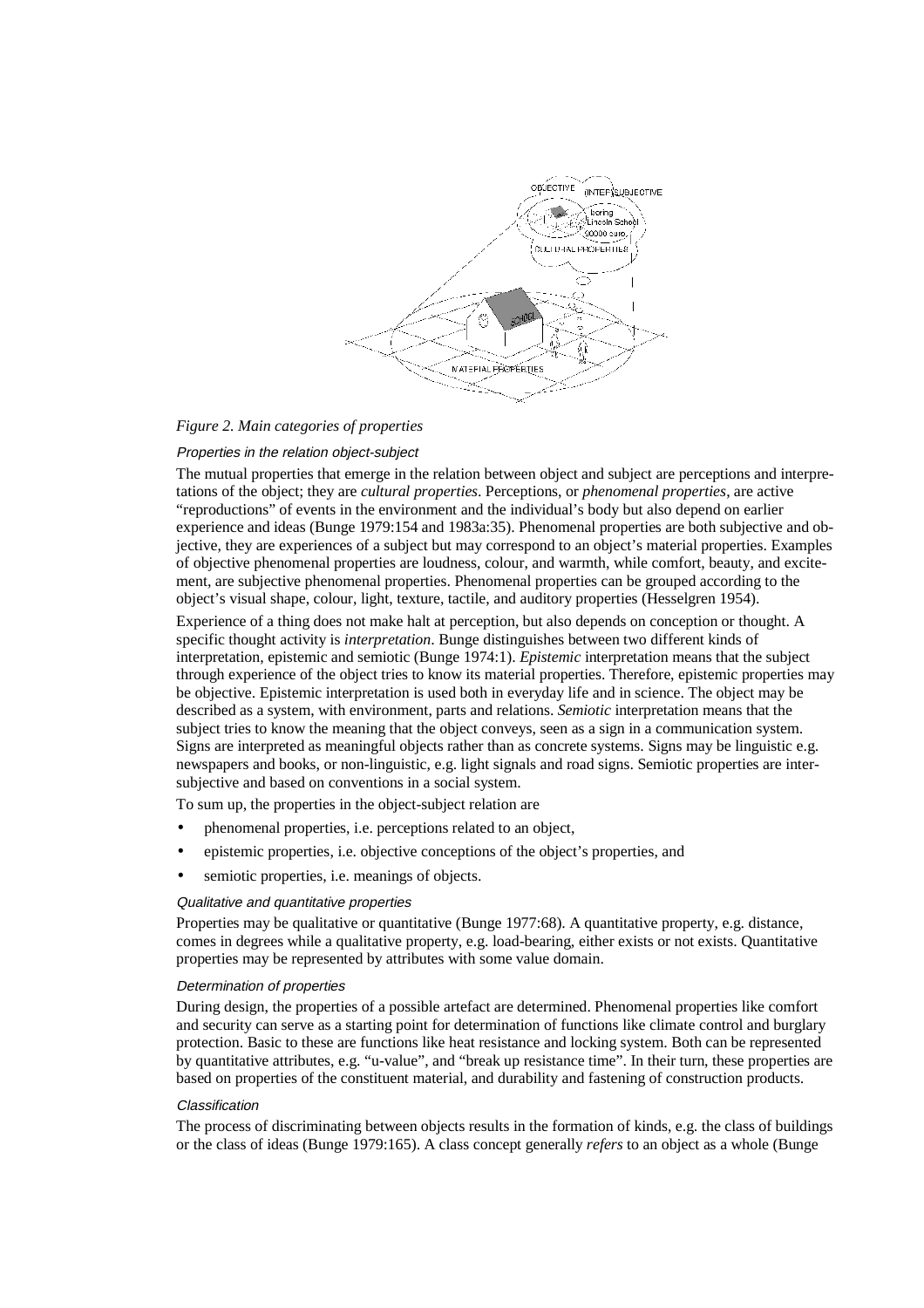*Figure 2. Main categories of properties*

#### *Properties in the relation object-subject*

The mutual properties that emerge in the relation between object and subject are perceptions and interpretations of the object; they are *cultural properties*. Perceptions, or *phenomenal properties*, are active "reproductions" of events in the environment and the individual's body but also depend on earlier experience and ideas (Bunge 1979:154 and 1983a:35). Phenomenal properties are both subjective and objective, they are experiences of a subject but may correspond to an object's material properties. Examples of objective phenomenal properties are loudness, colour, and warmth, while comfort, beauty, and excitement, are subjective phenomenal properties. Phenomenal properties can be grouped according to the object's visual shape, colour, light, texture, tactile, and auditory properties (Hesselgren 1954).

Experience of a thing does not make halt at perception, but also depends on conception or thought. A specific thought activity is *interpretation*. Bunge distinguishes between two different kinds of interpretation, epistemic and semiotic (Bunge 1974:1). *Epistemic* interpretation means that the subject through experience of the object tries to know its material properties. Therefore, epistemic properties may be objective. Epistemic interpretation is used both in everyday life and in science. The object may be described as a system, with environment, parts and relations. *Semiotic* interpretation means that the subject tries to know the meaning that the object conveys, seen as a sign in a communication system. Signs are interpreted as meaningful objects rather than as concrete systems. Signs may be linguistic e.g. newspapers and books, or non-linguistic, e.g. light signals and road signs. Semiotic properties are intersubjective and based on conventions in a social system.

To sum up, the properties in the object-subject relation are

- phenomenal properties, i.e. perceptions related to an object,
- epistemic properties, i.e. objective conceptions of the object's properties, and
- semiotic properties, i.e. meanings of objects.

#### *Qualitative and quantitative properties*

Properties may be qualitative or quantitative (Bunge 1977:68). A quantitative property, e.g. distance, comes in degrees while a qualitative property, e.g. load-bearing, either exists or not exists. Quantitative properties may be represented by attributes with some value domain.

#### *Determination of properties*

During design, the properties of a possible artefact are determined. Phenomenal properties like comfort and security can serve as a starting point for determination of functions like climate control and burglary protection. Basic to these are functions like heat resistance and locking system. Both can be represented by quantitative attributes, e.g. "u-value", and "break up resistance time". In their turn, these properties are based on properties of the constituent material, and durability and fastening of construction products.

#### *Classification*

The process of discriminating between objects results in the formation of kinds, e.g. the class of buildings or the class of ideas (Bunge 1979:165). A class concept generally *refers* to an object as a whole (Bunge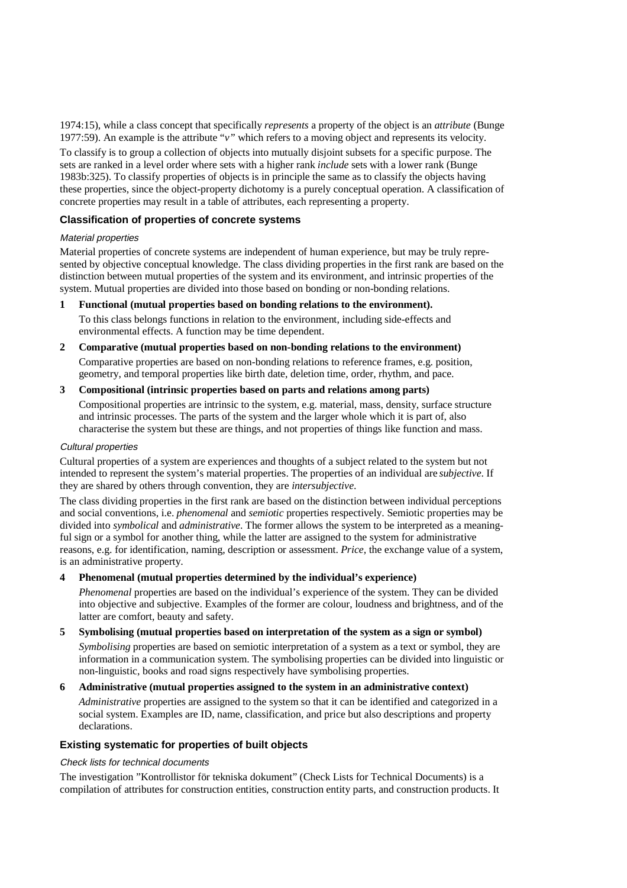1974:15), while a class concept that specifically *represents* a property of the object is an *attribute* (Bunge 1977:59). An example is the attribute "$v$" which refers to a moving object and represents its velocity.

To classify is to group a collection of objects into mutually disjoint subsets for a specific purpose. The sets are ranked in a level order where sets with a higher rank *include* sets with a lower rank (Bunge 1983b:325). To classify properties of objects is in principle the same as to classify the objects having these properties, since the object-property dichotomy is a purely conceptual operation. A classification of concrete properties may result in a table of attributes, each representing a property.

### Classification of properties of concrete systems

#### *Material properties*

Material properties of concrete systems are independent of human experience, but may be truly represented by objective conceptual knowledge. The class dividing properties in the first rank are based on the distinction between mutual properties of the system and its environment, and intrinsic properties of the system. Mutual properties are divided into those based on bonding or non-bonding relations.

**1 Functional (mutual properties based on bonding relations to the environment).**

To this class belongs functions in relation to the environment, including side-effects and environmental effects. A function may be time dependent.

**2 Comparative (mutual properties based on non-bonding relations to the environment)**

Comparative properties are based on non-bonding relations to reference frames, e.g. position, geometry, and temporal properties like birth date, deletion time, order, rhythm, and pace.

**3 Compositional (intrinsic properties based on parts and relations among parts)**

Compositional properties are intrinsic to the system, e.g. material, mass, density, surface structure and intrinsic processes. The parts of the system and the larger whole which it is part of, also characterise the system but these are things, and not properties of things like function and mass.

#### *Cultural properties*

Cultural properties of a system are experiences and thoughts of a subject related to the system but not intended to represent the system's material properties. The properties of an individual are *subjective*. If they are shared by others through convention, they are *intersubjective*.

The class dividing properties in the first rank are based on the distinction between individual perceptions and social conventions, i.e. *phenomenal* and *semiotic* properties respectively. Semiotic properties may be divided into *symbolical* and *administrative*. The former allows the system to be interpreted as a meaningful sign or a symbol for another thing, while the latter are assigned to the system for administrative reasons, e.g. for identification, naming, description or assessment. *Price*, the exchange value of a system, is an administrative property.

**4 Phenomenal (mutual properties determined by the individual's experience)**

*Phenomenal* properties are based on the individual's experience of the system. They can be divided into objective and subjective. Examples of the former are colour, loudness and brightness, and of the latter are comfort, beauty and safety.

**5 Symbolising (mutual properties based on interpretation of the system as a sign or symbol)**

*Symbolising* properties are based on semiotic interpretation of a system as a text or symbol, they are information in a communication system. The symbolising properties can be divided into linguistic or non-linguistic, books and road signs respectively have symbolising properties.

**6 Administrative (mutual properties assigned to the system in an administrative context)**

*Administrative* properties are assigned to the system so that it can be identified and categorized in a social system. Examples are ID, name, classification, and price but also descriptions and property declarations.

### Existing systematic for properties of built objects

#### *Check lists for technical documents*

The investigation "Kontrollistor för tekniska dokument" (Check Lists for Technical Documents) is a compilation of attributes for construction entities, construction entity parts, and construction products. It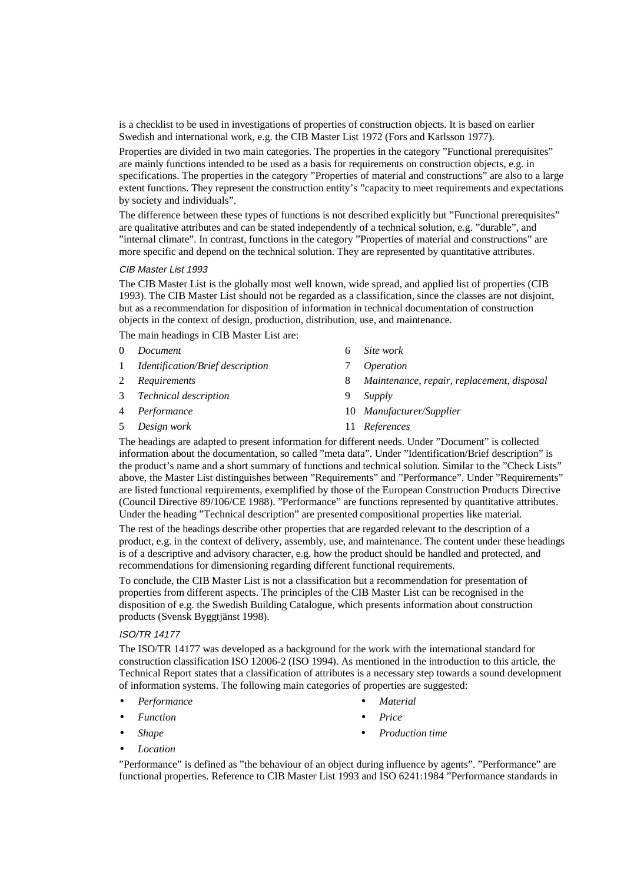is a checklist to be used in investigations of properties of construction objects. It is based on earlier Swedish and international work, e.g. the CIB Master List 1972 (Fors and Karlsson 1977).

Properties are divided in two main categories. The properties in the category ”Functional prerequisites” are mainly functions intended to be used as a basis for requirements on construction objects, e.g. in specifications. The properties in the category ”Properties of material and constructions” are also to a large extent functions. They represent the construction entity’s ”capacity to meet requirements and expectations by society and individuals”.

The difference between these types of functions is not described explicitly but ”Functional prerequisites” are qualitative attributes and can be stated independently of a technical solution, e.g. ”durable”, and ”internal climate”. In contrast, functions in the category ”Properties of material and constructions” are more specific and depend on the technical solution. They are represented by quantitative attributes.

#### *CIB Master List 1993*

The CIB Master List is the globally most well known, wide spread, and applied list of properties (CIB 1993). The CIB Master List should not be regarded as a classification, since the classes are not disjoint, but as a recommendation for disposition of information in technical documentation of construction objects in the context of design, production, distribution, use, and maintenance.

The main headings in CIB Master List are:

0 *Document*
1 *Identification/Brief description*
2 *Requirements*
3 *Technical description*
4 *Performance*
5 *Design work*
6 *Site work*
7 *Operation*
8 *Maintenance, repair, replacement, disposal*
9 *Supply*
10 *Manufacturer/Supplier*
11 *References*

The headings are adapted to present information for different needs. Under ”Document” is collected information about the documentation, so called ”meta data”. Under ”Identification/Brief description” is the product’s name and a short summary of functions and technical solution. Similar to the ”Check Lists” above, the Master List distinguishes between ”Requirements” and ”Performance”. Under ”Requirements” are listed functional requirements, exemplified by those of the European Construction Products Directive (Council Directive 89/106/CE 1988). ”Performance” are functions represented by quantitative attributes. Under the heading ”Technical description” are presented compositional properties like material.

The rest of the headings describe other properties that are regarded relevant to the description of a product, e.g. in the context of delivery, assembly, use, and maintenance. The content under these headings is of a descriptive and advisory character, e.g. how the product should be handled and protected, and recommendations for dimensioning regarding different functional requirements.

To conclude, the CIB Master List is not a classification but a recommendation for presentation of properties from different aspects. The principles of the CIB Master List can be recognised in the disposition of e.g. the Swedish Building Catalogue, which presents information about construction products (Svensk Byggtjänst 1998).

#### *ISO/TR 14177*

The ISO/TR 14177 was developed as a background for the work with the international standard for construction classification ISO 12006-2 (ISO 1994). As mentioned in the introduction to this article, the Technical Report states that a classification of attributes is a necessary step towards a sound development of information systems. The following main categories of properties are suggested:

- *Performance*
- *Function*
- *Shape*
- *Location*
- *Material*
- *Price*
- *Production time*

”Performance” is defined as ”the behaviour of an object during influence by agents”. ”Performance” are functional properties. Reference to CIB Master List 1993 and ISO 6241:1984 ”Performance standards in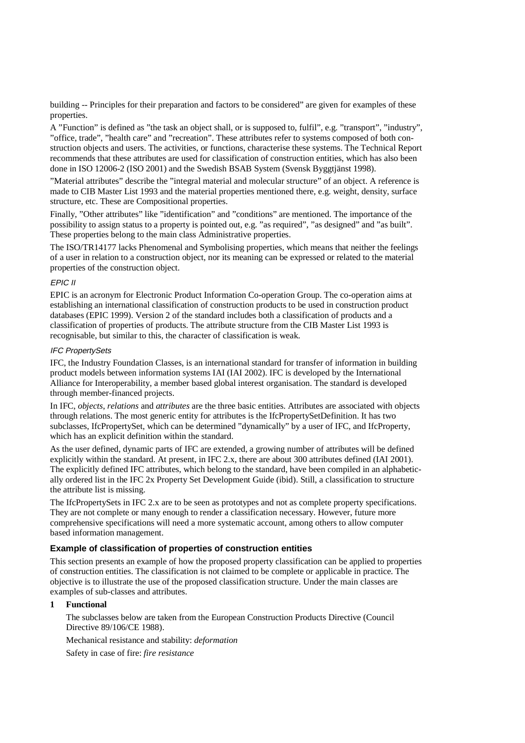building -- Principles for their preparation and factors to be considered" are given for examples of these properties.

A "Function" is defined as "the task an object shall, or is supposed to, fulfil", e.g. "transport", "industry", "office, trade", "health care" and "recreation". These attributes refer to systems composed of both construction objects and users. The activities, or functions, characterise these systems. The Technical Report recommends that these attributes are used for classification of construction entities, which has also been done in ISO 12006-2 (ISO 2001) and the Swedish BSAB System (Svensk Byggtjänst 1998).

"Material attributes" describe the "integral material and molecular structure" of an object. A reference is made to CIB Master List 1993 and the material properties mentioned there, e.g. weight, density, surface structure, etc. These are Compositional properties.

Finally, "Other attributes" like "identification" and "conditions" are mentioned. The importance of the possibility to assign status to a property is pointed out, e.g. "as required", "as designed" and "as built". These properties belong to the main class Administrative properties.

The ISO/TR14177 lacks Phenomenal and Symbolising properties, which means that neither the feelings of a user in relation to a construction object, nor its meaning can be expressed or related to the material properties of the construction object.

#### *EPIC II*

EPIC is an acronym for Electronic Product Information Co-operation Group. The co-operation aims at establishing an international classification of construction products to be used in construction product databases (EPIC 1999). Version 2 of the standard includes both a classification of products and a classification of properties of products. The attribute structure from the CIB Master List 1993 is recognisable, but similar to this, the character of classification is weak.

#### *IFC PropertySets*

IFC, the Industry Foundation Classes, is an international standard for transfer of information in building product models between information systems IAI (IAI 2002). IFC is developed by the International Alliance for Interoperability, a member based global interest organisation. The standard is developed through member-financed projects.

In IFC, *objects*, *relations* and *attributes* are the three basic entities. Attributes are associated with objects through relations. The most generic entity for attributes is the IfcPropertySetDefinition. It has two subclasses, IfcPropertySet, which can be determined "dynamically" by a user of IFC, and IfcProperty, which has an explicit definition within the standard.

As the user defined, dynamic parts of IFC are extended, a growing number of attributes will be defined explicitly within the standard. At present, in IFC 2.x, there are about 300 attributes defined (IAI 2001). The explicitly defined IFC attributes, which belong to the standard, have been compiled in an alphabetically ordered list in the IFC 2x Property Set Development Guide (ibid). Still, a classification to structure the attribute list is missing.

The IfcPropertySets in IFC 2.x are to be seen as prototypes and not as complete property specifications. They are not complete or many enough to render a classification necessary. However, future more comprehensive specifications will need a more systematic account, among others to allow computer based information management.

### Example of classification of properties of construction entities

This section presents an example of how the proposed property classification can be applied to properties of construction entities. The classification is not claimed to be complete or applicable in practice. The objective is to illustrate the use of the proposed classification structure. Under the main classes are examples of sub-classes and attributes.

**1 Functional**

The subclasses below are taken from the European Construction Products Directive (Council Directive 89/106/CE 1988).

Mechanical resistance and stability: *deformation*

Safety in case of fire: *fire resistance*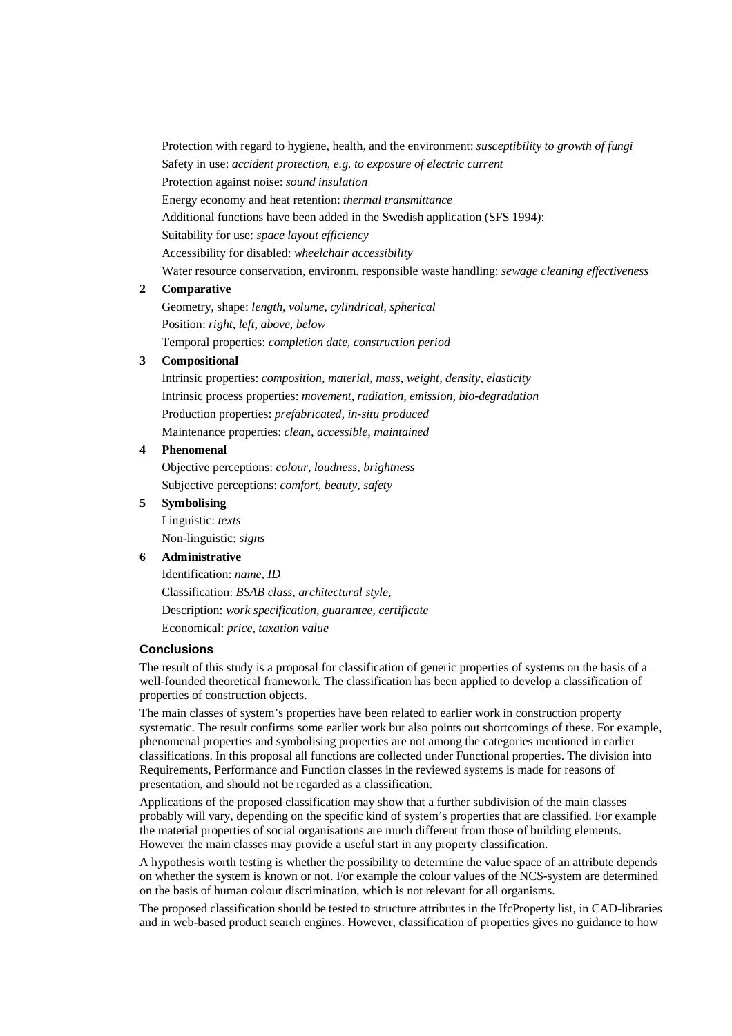Protection with regard to hygiene, health, and the environment: *susceptibility to growth of fungi*

Safety in use: *accident protection, e.g. to exposure of electric current*

Protection against noise: *sound insulation*

Energy economy and heat retention: *thermal transmittance*

Additional functions have been added in the Swedish application (SFS 1994):

Suitability for use: *space layout efficiency*

Accessibility for disabled: *wheelchair accessibility*

Water resource conservation, environm. responsible waste handling: *sewage cleaning effectiveness*

**2 Comparative**

Geometry, shape: *length, volume, cylindrical, spherical*

Position: *right, left, above, below*

Temporal properties: *completion date, construction period*

**3 Compositional**

Intrinsic properties: *composition, material, mass, weight, density, elasticity*

Intrinsic process properties: *movement, radiation, emission, bio-degradation*

Production properties: *prefabricated, in-situ produced*

Maintenance properties: *clean, accessible, maintained*

**4 Phenomenal**

Objective perceptions: *colour, loudness, brightness*

Subjective perceptions: *comfort, beauty, safety*

**5 Symbolising**

Linguistic: *texts*

Non-linguistic: *signs*

**6 Administrative**

Identification: *name, ID*

Classification: *BSAB class, architectural style,*

Description: *work specification, guarantee, certificate*

Economical: *price, taxation value*

## Conclusions

The result of this study is a proposal for classification of generic properties of systems on the basis of a well-founded theoretical framework. The classification has been applied to develop a classification of properties of construction objects.

The main classes of system's properties have been related to earlier work in construction property systematic. The result confirms some earlier work but also points out shortcomings of these. For example, phenomenal properties and symbolising properties are not among the categories mentioned in earlier classifications. In this proposal all functions are collected under Functional properties. The division into Requirements, Performance and Function classes in the reviewed systems is made for reasons of presentation, and should not be regarded as a classification.

Applications of the proposed classification may show that a further subdivision of the main classes probably will vary, depending on the specific kind of system's properties that are classified. For example the material properties of social organisations are much different from those of building elements. However the main classes may provide a useful start in any property classification.

A hypothesis worth testing is whether the possibility to determine the value space of an attribute depends on whether the system is known or not. For example the colour values of the NCS-system are determined on the basis of human colour discrimination, which is not relevant for all organisms.

The proposed classification should be tested to structure attributes in the IfcProperty list, in CAD-libraries and in web-based product search engines. However, classification of properties gives no guidance to how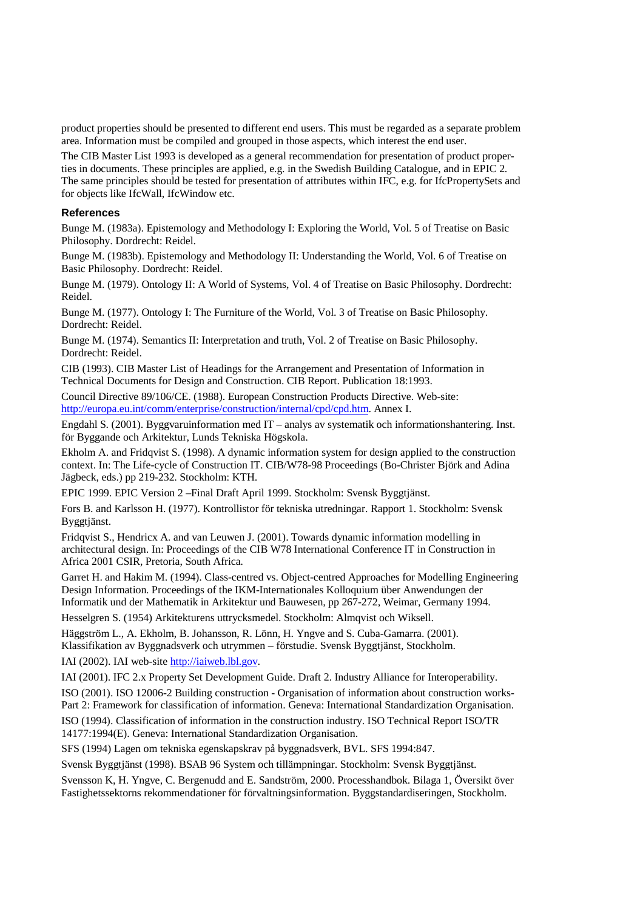product properties should be presented to different end users. This must be regarded as a separate problem area. Information must be compiled and grouped in those aspects, which interest the end user.

The CIB Master List 1993 is developed as a general recommendation for presentation of product properties in documents. These principles are applied, e.g. in the Swedish Building Catalogue, and in EPIC 2. The same principles should be tested for presentation of attributes within IFC, e.g. for IfcPropertySets and for objects like IfcWall, IfcWindow etc.

### References

Bunge M. (1983a). Epistemology and Methodology I: Exploring the World, Vol. 5 of Treatise on Basic Philosophy. Dordrecht: Reidel.

Bunge M. (1983b). Epistemology and Methodology II: Understanding the World, Vol. 6 of Treatise on Basic Philosophy. Dordrecht: Reidel.

Bunge M. (1979). Ontology II: A World of Systems, Vol. 4 of Treatise on Basic Philosophy. Dordrecht: Reidel.

Bunge M. (1977). Ontology I: The Furniture of the World, Vol. 3 of Treatise on Basic Philosophy. Dordrecht: Reidel.

Bunge M. (1974). Semantics II: Interpretation and truth, Vol. 2 of Treatise on Basic Philosophy. Dordrecht: Reidel.

CIB (1993). CIB Master List of Headings for the Arrangement and Presentation of Information in Technical Documents for Design and Construction. CIB Report. Publication 18:1993.

Council Directive 89/106/CE. (1988). European Construction Products Directive. Web-site: http://europa.eu.int/comm/enterprise/construction/internal/cpd/cpd.htm. Annex I.

Engdahl S. (2001). Byggvaruinformation med IT – analys av systematik och informationshantering. Inst. för Byggande och Arkitektur, Lunds Tekniska Högskola.

Ekholm A. and Fridqvist S. (1998). A dynamic information system for design applied to the construction context. In: The Life-cycle of Construction IT. CIB/W78-98 Proceedings (Bo-Christer Björk and Adina Jägbeck, eds.) pp 219-232. Stockholm: KTH.

EPIC 1999. EPIC Version 2 –Final Draft April 1999. Stockholm: Svensk Byggtjänst.

Fors B. and Karlsson H. (1977). Kontrollistor för tekniska utredningar. Rapport 1. Stockholm: Svensk Byggtjänst.

Fridqvist S., Hendricx A. and van Leuwen J. (2001). Towards dynamic information modelling in architectural design. In: Proceedings of the CIB W78 International Conference IT in Construction in Africa 2001 CSIR, Pretoria, South Africa.

Garret H. and Hakim M. (1994). Class-centred vs. Object-centred Approaches for Modelling Engineering Design Information. Proceedings of the IKM-Internationales Kolloquium über Anwendungen der Informatik und der Mathematik in Arkitektur und Bauwesen, pp 267-272, Weimar, Germany 1994.

Hesselgren S. (1954) Arkitekturens uttrycksmedel. Stockholm: Almqvist och Wiksell.

Häggström L., A. Ekholm, B. Johansson, R. Lönn, H. Yngve and S. Cuba-Gamarra. (2001). Klassifikation av Byggnadsverk och utrymmen – förstudie. Svensk Byggtjänst, Stockholm.

IAI (2002). IAI web-site http://iaiweb.lbl.gov.

IAI (2001). IFC 2.x Property Set Development Guide. Draft 2. Industry Alliance for Interoperability.

ISO (2001). ISO 12006-2 Building construction - Organisation of information about construction works- Part 2: Framework for classification of information. Geneva: International Standardization Organisation.

ISO (1994). Classification of information in the construction industry. ISO Technical Report ISO/TR 14177:1994(E). Geneva: International Standardization Organisation.

SFS (1994) Lagen om tekniska egenskapskrav på byggnadsverk, BVL. SFS 1994:847.

Svensk Byggtjänst (1998). BSAB 96 System och tillämpningar. Stockholm: Svensk Byggtjänst.

Svensson K, H. Yngve, C. Bergenudd and E. Sandström, 2000. Processhandbok. Bilaga 1, Översikt över Fastighetssektorns rekommendationer för förvaltningsinformation. Byggstandardiseringen, Stockholm.